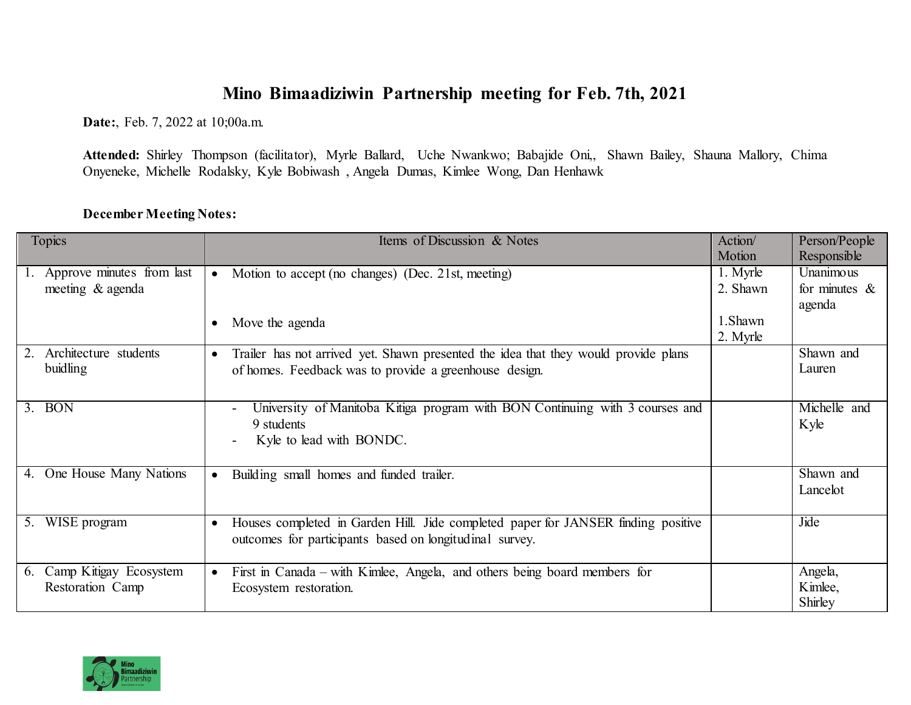# Mino Bimaadiziwin Partnership meeting for Feb. 7th, 2021

**Date:**, Feb. 7, 2022 at 10;00a.m.

**Attended:** Shirley Thompson (facilitator), Myrle Ballard, Uche Nwankwo; Babajide Oni,, Shawn Bailey, Shauna Mallory, Chima Onyeneke, Michelle Rodalsky, Kyle Bobiwash , Angela Dumas, Kimlee Wong, Dan Henhawk

**December Meeting Notes:**

| Topics | Items of Discussion & Notes | Action/ Motion | Person/People Responsible |
|---|---|---|---|
| 1. Approve minutes from last meeting & agenda | • Motion to accept (no changes) (Dec. 21st, meeting)<br><br>• Move the agenda | 1. Myrle<br>2. Shawn<br><br>1.Shawn<br>2. Myrle | Unanimous for minutes & agenda |
| 2. Architecture students buidling | • Trailer has not arrived yet. Shawn presented the idea that they would provide plans of homes. Feedback was to provide a greenhouse design. | | Shawn and Lauren |
| 3. BON | - University of Manitoba Kitiga program with BON Continuing with 3 courses and 9 students<br>- Kyle to lead with BONDC. | | Michelle and Kyle |
| 4. One House Many Nations | • Building small homes and funded trailer. | | Shawn and Lancelot |
| 5. WISE program | • Houses completed in Garden Hill. Jide completed paper for JANSER finding positive outcomes for participants based on longitudinal survey. | | Jide |
| 6. Camp Kitigay Ecosystem Restoration Camp | • First in Canada – with Kimlee, Angela, and others being board members for Ecosystem restoration. | | Angela, Kimlee, Shirley |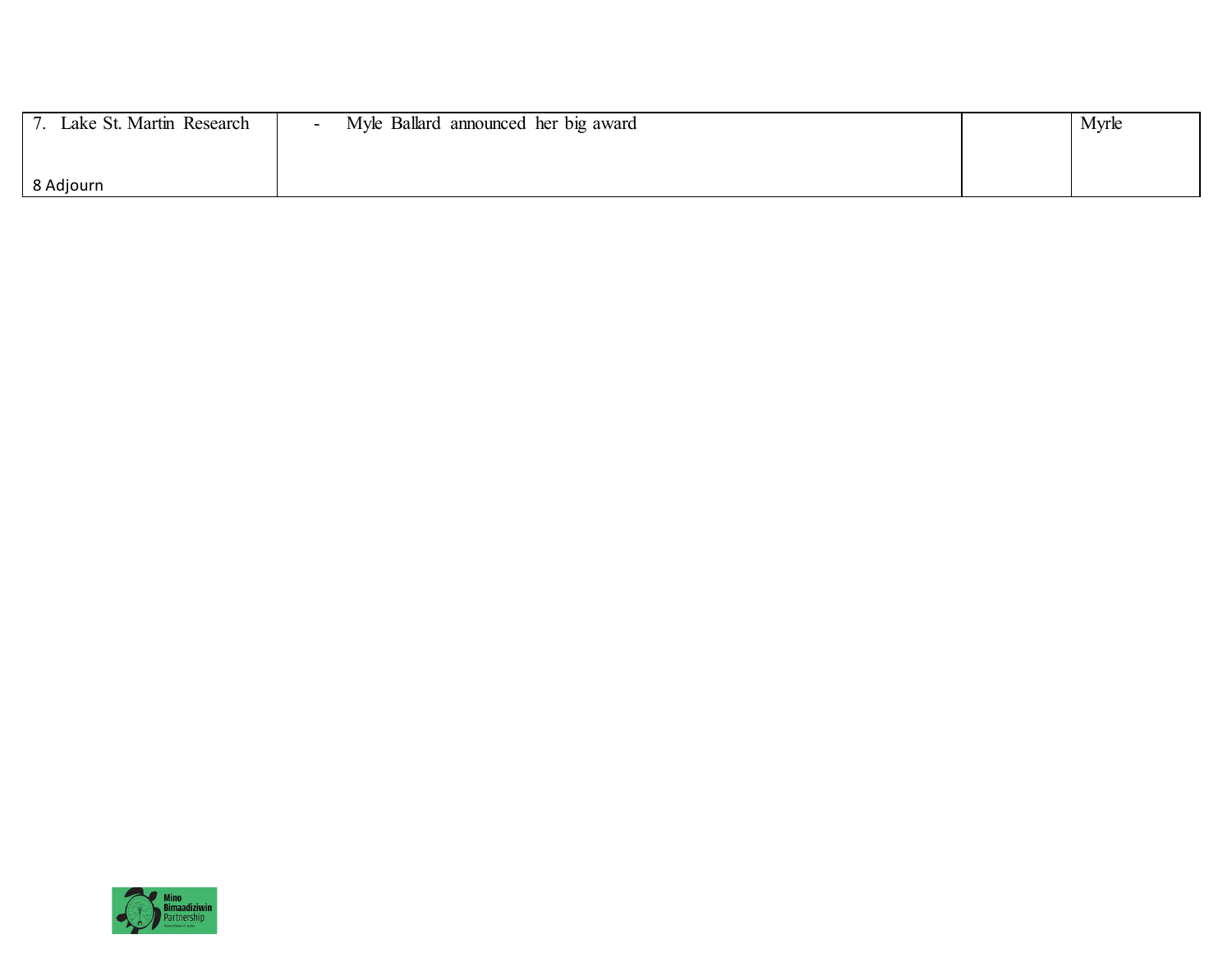| | | | |
|---|---|---|---|
| 7. Lake St. Martin Research<br><br>8 Adjourn | - Myle Ballard announced her big award | | Myrle |